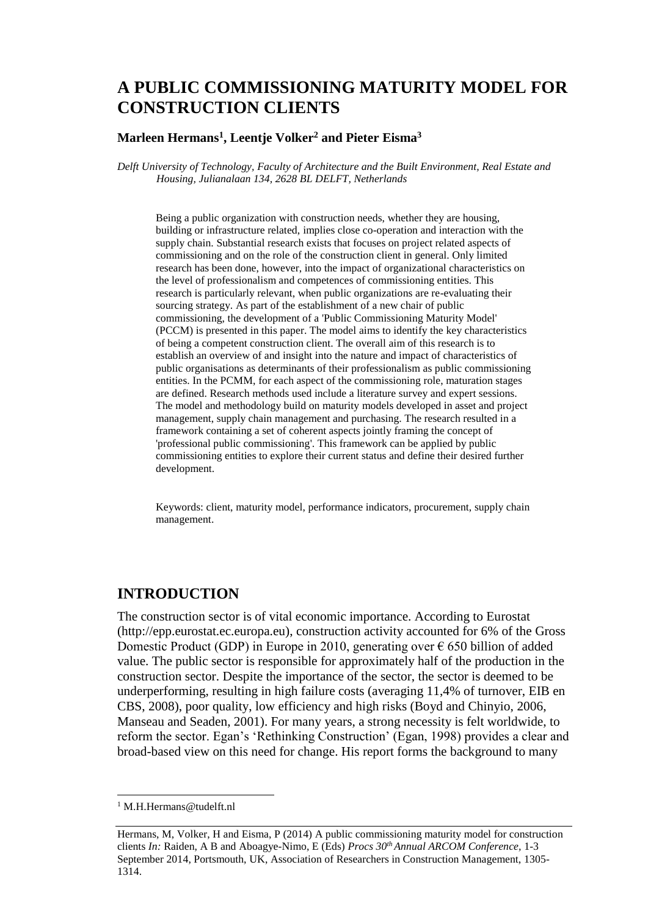# A PUBLIC COMMISSIONING MATURITY MODEL FOR CONSTRUCTION CLIENTS

**Marleen Hermans[1], Leentje Volker[2] and Pieter Eisma[3]**

*Delft University of Technology, Faculty of Architecture and the Built Environment, Real Estate and Housing, Julianalaan 134, 2628 BL DELFT, Netherlands*

Being a public organization with construction needs, whether they are housing, building or infrastructure related, implies close co-operation and interaction with the supply chain. Substantial research exists that focuses on project related aspects of commissioning and on the role of the construction client in general. Only limited research has been done, however, into the impact of organizational characteristics on the level of professionalism and competences of commissioning entities. This research is particularly relevant, when public organizations are re-evaluating their sourcing strategy. As part of the establishment of a new chair of public commissioning, the development of a 'Public Commissioning Maturity Model' (PCCM) is presented in this paper. The model aims to identify the key characteristics of being a competent construction client. The overall aim of this research is to establish an overview of and insight into the nature and impact of characteristics of public organisations as determinants of their professionalism as public commissioning entities. In the PCMM, for each aspect of the commissioning role, maturation stages are defined. Research methods used include a literature survey and expert sessions. The model and methodology build on maturity models developed in asset and project management, supply chain management and purchasing. The research resulted in a framework containing a set of coherent aspects jointly framing the concept of 'professional public commissioning'. This framework can be applied by public commissioning entities to explore their current status and define their desired further development.

Keywords: client, maturity model, performance indicators, procurement, supply chain management.

## INTRODUCTION

The construction sector is of vital economic importance. According to Eurostat (http://epp.eurostat.ec.europa.eu), construction activity accounted for 6% of the Gross Domestic Product (GDP) in Europe in 2010, generating over € 650 billion of added value. The public sector is responsible for approximately half of the production in the construction sector. Despite the importance of the sector, the sector is deemed to be underperforming, resulting in high failure costs (averaging 11,4% of turnover, EIB en CBS, 2008), poor quality, low efficiency and high risks (Boyd and Chinyio, 2006, Manseau and Seaden, 2001). For many years, a strong necessity is felt worldwide, to reform the sector. Egan's 'Rethinking Construction' (Egan, 1998) provides a clear and broad-based view on this need for change. His report forms the background to many

---

[1] M.H.Hermans@tudelft.nl

Hermans, M, Volker, H and Eisma, P (2014) A public commissioning maturity model for construction clients *In:* Raiden, A B and Aboagye-Nimo, E (Eds) *Procs 30th Annual ARCOM Conference*, 1-3 September 2014, Portsmouth, UK, Association of Researchers in Construction Management, 1305-1314.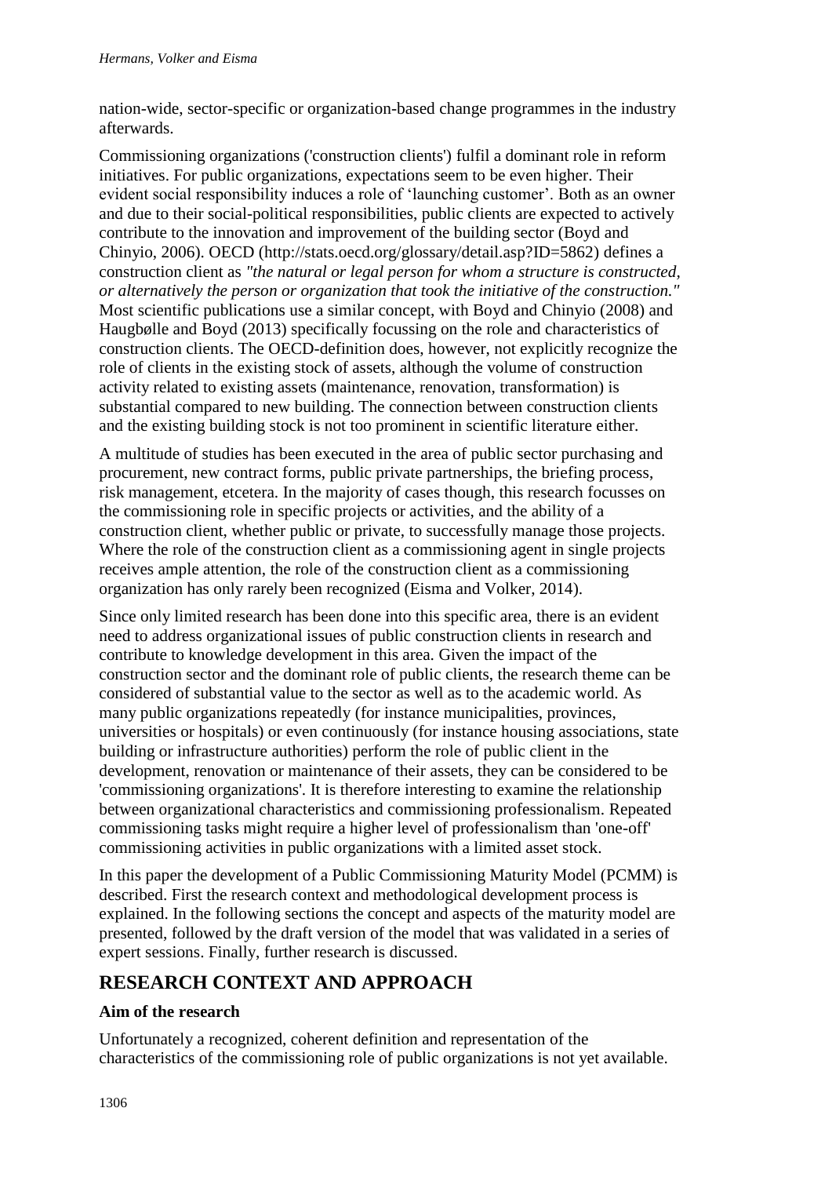nation-wide, sector-specific or organization-based change programmes in the industry afterwards.

Commissioning organizations ('construction clients') fulfil a dominant role in reform initiatives. For public organizations, expectations seem to be even higher. Their evident social responsibility induces a role of 'launching customer'. Both as an owner and due to their social-political responsibilities, public clients are expected to actively contribute to the innovation and improvement of the building sector (Boyd and Chinyio, 2006). OECD (http://stats.oecd.org/glossary/detail.asp?ID=5862) defines a construction client as *"the natural or legal person for whom a structure is constructed, or alternatively the person or organization that took the initiative of the construction."* Most scientific publications use a similar concept, with Boyd and Chinyio (2008) and Haugbølle and Boyd (2013) specifically focussing on the role and characteristics of construction clients. The OECD-definition does, however, not explicitly recognize the role of clients in the existing stock of assets, although the volume of construction activity related to existing assets (maintenance, renovation, transformation) is substantial compared to new building. The connection between construction clients and the existing building stock is not too prominent in scientific literature either.

A multitude of studies has been executed in the area of public sector purchasing and procurement, new contract forms, public private partnerships, the briefing process, risk management, etcetera. In the majority of cases though, this research focusses on the commissioning role in specific projects or activities, and the ability of a construction client, whether public or private, to successfully manage those projects. Where the role of the construction client as a commissioning agent in single projects receives ample attention, the role of the construction client as a commissioning organization has only rarely been recognized (Eisma and Volker, 2014).

Since only limited research has been done into this specific area, there is an evident need to address organizational issues of public construction clients in research and contribute to knowledge development in this area. Given the impact of the construction sector and the dominant role of public clients, the research theme can be considered of substantial value to the sector as well as to the academic world. As many public organizations repeatedly (for instance municipalities, provinces, universities or hospitals) or even continuously (for instance housing associations, state building or infrastructure authorities) perform the role of public client in the development, renovation or maintenance of their assets, they can be considered to be 'commissioning organizations'. It is therefore interesting to examine the relationship between organizational characteristics and commissioning professionalism. Repeated commissioning tasks might require a higher level of professionalism than 'one-off' commissioning activities in public organizations with a limited asset stock.

In this paper the development of a Public Commissioning Maturity Model (PCMM) is described. First the research context and methodological development process is explained. In the following sections the concept and aspects of the maturity model are presented, followed by the draft version of the model that was validated in a series of expert sessions. Finally, further research is discussed.

## RESEARCH CONTEXT AND APPROACH

### Aim of the research

Unfortunately a recognized, coherent definition and representation of the characteristics of the commissioning role of public organizations is not yet available.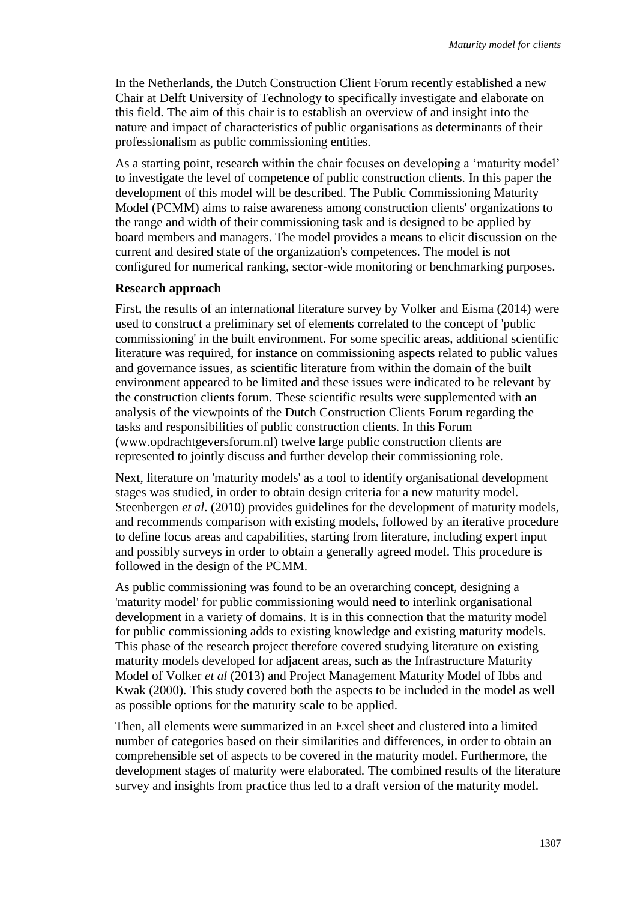In the Netherlands, the Dutch Construction Client Forum recently established a new Chair at Delft University of Technology to specifically investigate and elaborate on this field. The aim of this chair is to establish an overview of and insight into the nature and impact of characteristics of public organisations as determinants of their professionalism as public commissioning entities.

As a starting point, research within the chair focuses on developing a 'maturity model' to investigate the level of competence of public construction clients. In this paper the development of this model will be described. The Public Commissioning Maturity Model (PCMM) aims to raise awareness among construction clients' organizations to the range and width of their commissioning task and is designed to be applied by board members and managers. The model provides a means to elicit discussion on the current and desired state of the organization's competences. The model is not configured for numerical ranking, sector-wide monitoring or benchmarking purposes.

**Research approach**

First, the results of an international literature survey by Volker and Eisma (2014) were used to construct a preliminary set of elements correlated to the concept of 'public commissioning' in the built environment. For some specific areas, additional scientific literature was required, for instance on commissioning aspects related to public values and governance issues, as scientific literature from within the domain of the built environment appeared to be limited and these issues were indicated to be relevant by the construction clients forum. These scientific results were supplemented with an analysis of the viewpoints of the Dutch Construction Clients Forum regarding the tasks and responsibilities of public construction clients. In this Forum (www.opdrachtgeversforum.nl) twelve large public construction clients are represented to jointly discuss and further develop their commissioning role.

Next, literature on 'maturity models' as a tool to identify organisational development stages was studied, in order to obtain design criteria for a new maturity model. Steenbergen *et al*. (2010) provides guidelines for the development of maturity models, and recommends comparison with existing models, followed by an iterative procedure to define focus areas and capabilities, starting from literature, including expert input and possibly surveys in order to obtain a generally agreed model. This procedure is followed in the design of the PCMM.

As public commissioning was found to be an overarching concept, designing a 'maturity model' for public commissioning would need to interlink organisational development in a variety of domains. It is in this connection that the maturity model for public commissioning adds to existing knowledge and existing maturity models. This phase of the research project therefore covered studying literature on existing maturity models developed for adjacent areas, such as the Infrastructure Maturity Model of Volker *et al* (2013) and Project Management Maturity Model of Ibbs and Kwak (2000). This study covered both the aspects to be included in the model as well as possible options for the maturity scale to be applied.

Then, all elements were summarized in an Excel sheet and clustered into a limited number of categories based on their similarities and differences, in order to obtain an comprehensible set of aspects to be covered in the maturity model. Furthermore, the development stages of maturity were elaborated. The combined results of the literature survey and insights from practice thus led to a draft version of the maturity model.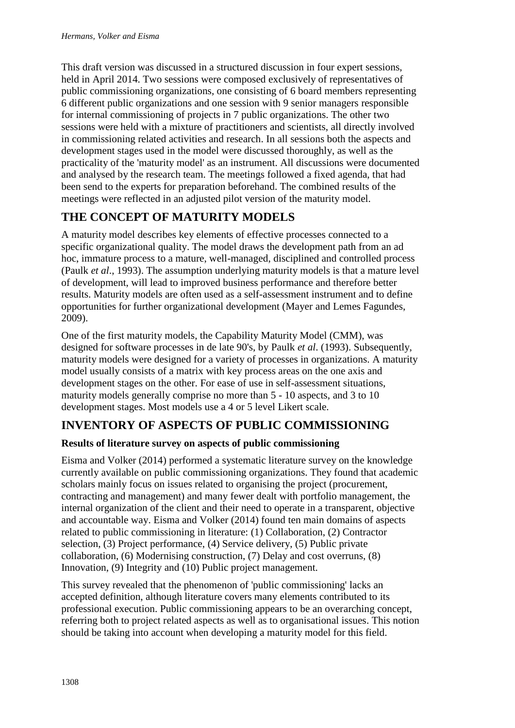This draft version was discussed in a structured discussion in four expert sessions, held in April 2014. Two sessions were composed exclusively of representatives of public commissioning organizations, one consisting of 6 board members representing 6 different public organizations and one session with 9 senior managers responsible for internal commissioning of projects in 7 public organizations. The other two sessions were held with a mixture of practitioners and scientists, all directly involved in commissioning related activities and research. In all sessions both the aspects and development stages used in the model were discussed thoroughly, as well as the practicality of the 'maturity model' as an instrument. All discussions were documented and analysed by the research team. The meetings followed a fixed agenda, that had been send to the experts for preparation beforehand. The combined results of the meetings were reflected in an adjusted pilot version of the maturity model.

## THE CONCEPT OF MATURITY MODELS

A maturity model describes key elements of effective processes connected to a specific organizational quality. The model draws the development path from an ad hoc, immature process to a mature, well-managed, disciplined and controlled process (Paulk *et al*., 1993). The assumption underlying maturity models is that a mature level of development, will lead to improved business performance and therefore better results. Maturity models are often used as a self-assessment instrument and to define opportunities for further organizational development (Mayer and Lemes Fagundes, 2009).

One of the first maturity models, the Capability Maturity Model (CMM), was designed for software processes in de late 90's, by Paulk *et al*. (1993). Subsequently, maturity models were designed for a variety of processes in organizations. A maturity model usually consists of a matrix with key process areas on the one axis and development stages on the other. For ease of use in self-assessment situations, maturity models generally comprise no more than 5 - 10 aspects, and 3 to 10 development stages. Most models use a 4 or 5 level Likert scale.

## INVENTORY OF ASPECTS OF PUBLIC COMMISSIONING

### Results of literature survey on aspects of public commissioning

Eisma and Volker (2014) performed a systematic literature survey on the knowledge currently available on public commissioning organizations. They found that academic scholars mainly focus on issues related to organising the project (procurement, contracting and management) and many fewer dealt with portfolio management, the internal organization of the client and their need to operate in a transparent, objective and accountable way. Eisma and Volker (2014) found ten main domains of aspects related to public commissioning in literature: (1) Collaboration, (2) Contractor selection, (3) Project performance, (4) Service delivery, (5) Public private collaboration, (6) Modernising construction, (7) Delay and cost overruns, (8) Innovation, (9) Integrity and (10) Public project management.

This survey revealed that the phenomenon of 'public commissioning' lacks an accepted definition, although literature covers many elements contributed to its professional execution. Public commissioning appears to be an overarching concept, referring both to project related aspects as well as to organisational issues. This notion should be taking into account when developing a maturity model for this field.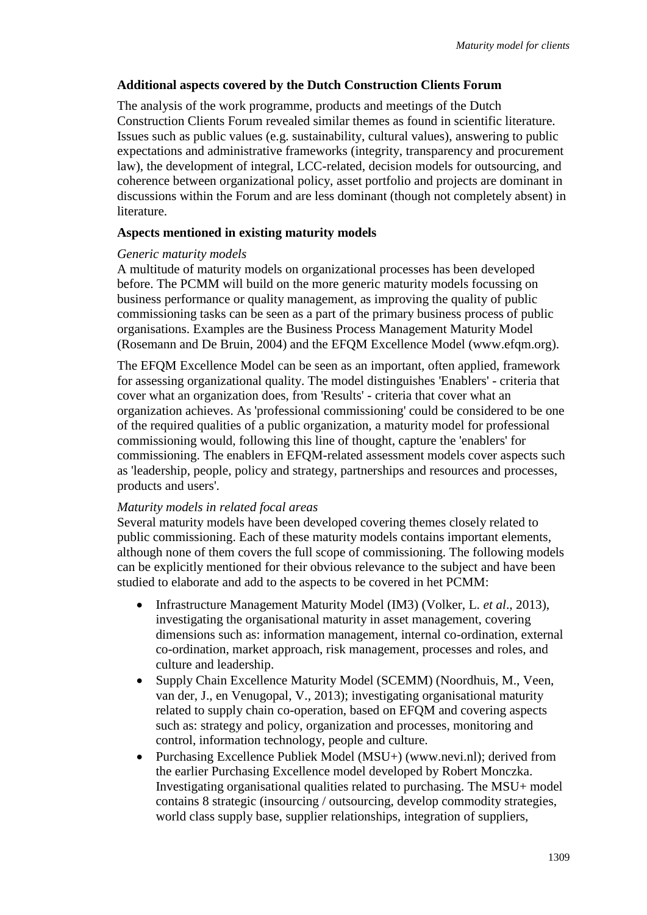**Additional aspects covered by the Dutch Construction Clients Forum**

The analysis of the work programme, products and meetings of the Dutch Construction Clients Forum revealed similar themes as found in scientific literature. Issues such as public values (e.g. sustainability, cultural values), answering to public expectations and administrative frameworks (integrity, transparency and procurement law), the development of integral, LCC-related, decision models for outsourcing, and coherence between organizational policy, asset portfolio and projects are dominant in discussions within the Forum and are less dominant (though not completely absent) in literature.

**Aspects mentioned in existing maturity models**

*Generic maturity models*

A multitude of maturity models on organizational processes has been developed before. The PCMM will build on the more generic maturity models focussing on business performance or quality management, as improving the quality of public commissioning tasks can be seen as a part of the primary business process of public organisations. Examples are the Business Process Management Maturity Model (Rosemann and De Bruin, 2004) and the EFQM Excellence Model (www.efqm.org).

The EFQM Excellence Model can be seen as an important, often applied, framework for assessing organizational quality. The model distinguishes 'Enablers' - criteria that cover what an organization does, from 'Results' - criteria that cover what an organization achieves. As 'professional commissioning' could be considered to be one of the required qualities of a public organization, a maturity model for professional commissioning would, following this line of thought, capture the 'enablers' for commissioning. The enablers in EFQM-related assessment models cover aspects such as 'leadership, people, policy and strategy, partnerships and resources and processes, products and users'.

*Maturity models in related focal areas*

Several maturity models have been developed covering themes closely related to public commissioning. Each of these maturity models contains important elements, although none of them covers the full scope of commissioning. The following models can be explicitly mentioned for their obvious relevance to the subject and have been studied to elaborate and add to the aspects to be covered in het PCMM:

- Infrastructure Management Maturity Model (IM3) (Volker, L. *et al*., 2013), investigating the organisational maturity in asset management, covering dimensions such as: information management, internal co-ordination, external co-ordination, market approach, risk management, processes and roles, and culture and leadership.
- Supply Chain Excellence Maturity Model (SCEMM) (Noordhuis, M., Veen, van der, J., en Venugopal, V., 2013); investigating organisational maturity related to supply chain co-operation, based on EFQM and covering aspects such as: strategy and policy, organization and processes, monitoring and control, information technology, people and culture.
- Purchasing Excellence Publiek Model (MSU+) (www.nevi.nl); derived from the earlier Purchasing Excellence model developed by Robert Monczka. Investigating organisational qualities related to purchasing. The MSU+ model contains 8 strategic (insourcing / outsourcing, develop commodity strategies, world class supply base, supplier relationships, integration of suppliers,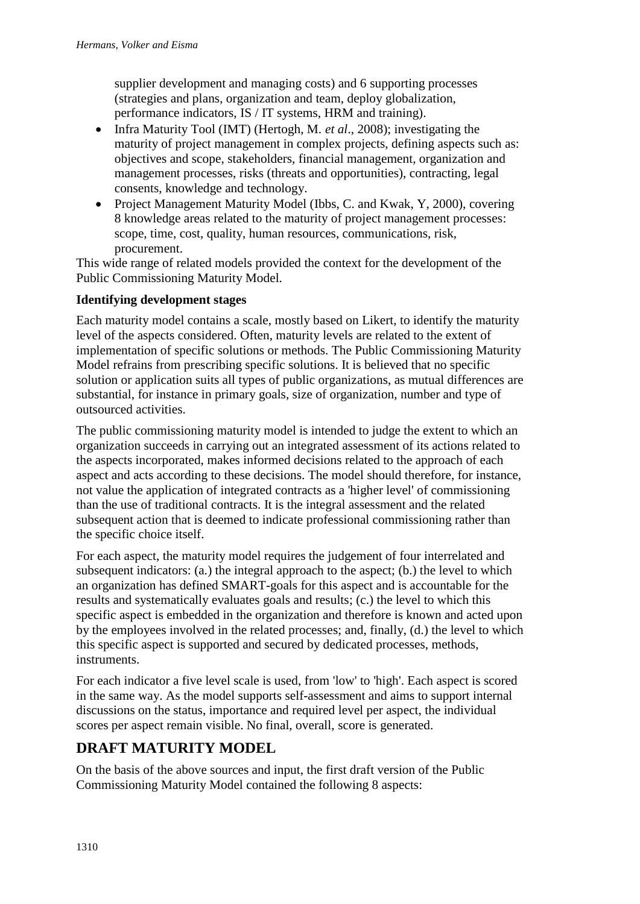supplier development and managing costs) and 6 supporting processes (strategies and plans, organization and team, deploy globalization, performance indicators, IS / IT systems, HRM and training).

- Infra Maturity Tool (IMT) (Hertogh, M. *et al*., 2008); investigating the maturity of project management in complex projects, defining aspects such as: objectives and scope, stakeholders, financial management, organization and management processes, risks (threats and opportunities), contracting, legal consents, knowledge and technology.
- Project Management Maturity Model (Ibbs, C. and Kwak, Y, 2000), covering 8 knowledge areas related to the maturity of project management processes: scope, time, cost, quality, human resources, communications, risk, procurement.

This wide range of related models provided the context for the development of the Public Commissioning Maturity Model.

**Identifying development stages**

Each maturity model contains a scale, mostly based on Likert, to identify the maturity level of the aspects considered. Often, maturity levels are related to the extent of implementation of specific solutions or methods. The Public Commissioning Maturity Model refrains from prescribing specific solutions. It is believed that no specific solution or application suits all types of public organizations, as mutual differences are substantial, for instance in primary goals, size of organization, number and type of outsourced activities.

The public commissioning maturity model is intended to judge the extent to which an organization succeeds in carrying out an integrated assessment of its actions related to the aspects incorporated, makes informed decisions related to the approach of each aspect and acts according to these decisions. The model should therefore, for instance, not value the application of integrated contracts as a 'higher level' of commissioning than the use of traditional contracts. It is the integral assessment and the related subsequent action that is deemed to indicate professional commissioning rather than the specific choice itself.

For each aspect, the maturity model requires the judgement of four interrelated and subsequent indicators: (a.) the integral approach to the aspect; (b.) the level to which an organization has defined SMART-goals for this aspect and is accountable for the results and systematically evaluates goals and results; (c.) the level to which this specific aspect is embedded in the organization and therefore is known and acted upon by the employees involved in the related processes; and, finally, (d.) the level to which this specific aspect is supported and secured by dedicated processes, methods, instruments.

For each indicator a five level scale is used, from 'low' to 'high'. Each aspect is scored in the same way. As the model supports self-assessment and aims to support internal discussions on the status, importance and required level per aspect, the individual scores per aspect remain visible. No final, overall, score is generated.

## DRAFT MATURITY MODEL

On the basis of the above sources and input, the first draft version of the Public Commissioning Maturity Model contained the following 8 aspects: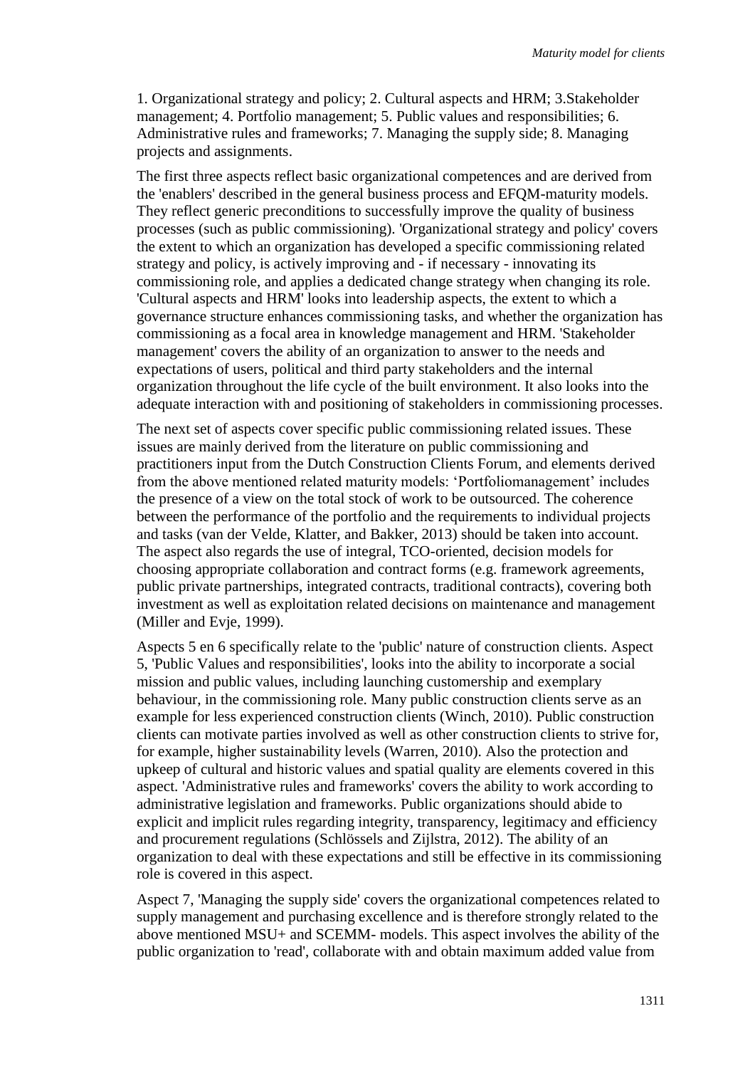1. Organizational strategy and policy; 2. Cultural aspects and HRM; 3.Stakeholder management; 4. Portfolio management; 5. Public values and responsibilities; 6. Administrative rules and frameworks; 7. Managing the supply side; 8. Managing projects and assignments.

The first three aspects reflect basic organizational competences and are derived from the 'enablers' described in the general business process and EFQM-maturity models. They reflect generic preconditions to successfully improve the quality of business processes (such as public commissioning). 'Organizational strategy and policy' covers the extent to which an organization has developed a specific commissioning related strategy and policy, is actively improving and - if necessary - innovating its commissioning role, and applies a dedicated change strategy when changing its role. 'Cultural aspects and HRM' looks into leadership aspects, the extent to which a governance structure enhances commissioning tasks, and whether the organization has commissioning as a focal area in knowledge management and HRM. 'Stakeholder management' covers the ability of an organization to answer to the needs and expectations of users, political and third party stakeholders and the internal organization throughout the life cycle of the built environment. It also looks into the adequate interaction with and positioning of stakeholders in commissioning processes.

The next set of aspects cover specific public commissioning related issues. These issues are mainly derived from the literature on public commissioning and practitioners input from the Dutch Construction Clients Forum, and elements derived from the above mentioned related maturity models: 'Portfoliomanagement' includes the presence of a view on the total stock of work to be outsourced. The coherence between the performance of the portfolio and the requirements to individual projects and tasks (van der Velde, Klatter, and Bakker, 2013) should be taken into account. The aspect also regards the use of integral, TCO-oriented, decision models for choosing appropriate collaboration and contract forms (e.g. framework agreements, public private partnerships, integrated contracts, traditional contracts), covering both investment as well as exploitation related decisions on maintenance and management (Miller and Evje, 1999).

Aspects 5 en 6 specifically relate to the 'public' nature of construction clients. Aspect 5, 'Public Values and responsibilities', looks into the ability to incorporate a social mission and public values, including launching customership and exemplary behaviour, in the commissioning role. Many public construction clients serve as an example for less experienced construction clients (Winch, 2010). Public construction clients can motivate parties involved as well as other construction clients to strive for, for example, higher sustainability levels (Warren, 2010). Also the protection and upkeep of cultural and historic values and spatial quality are elements covered in this aspect. 'Administrative rules and frameworks' covers the ability to work according to administrative legislation and frameworks. Public organizations should abide to explicit and implicit rules regarding integrity, transparency, legitimacy and efficiency and procurement regulations (Schlössels and Zijlstra, 2012). The ability of an organization to deal with these expectations and still be effective in its commissioning role is covered in this aspect.

Aspect 7, 'Managing the supply side' covers the organizational competences related to supply management and purchasing excellence and is therefore strongly related to the above mentioned MSU+ and SCEMM- models. This aspect involves the ability of the public organization to 'read', collaborate with and obtain maximum added value from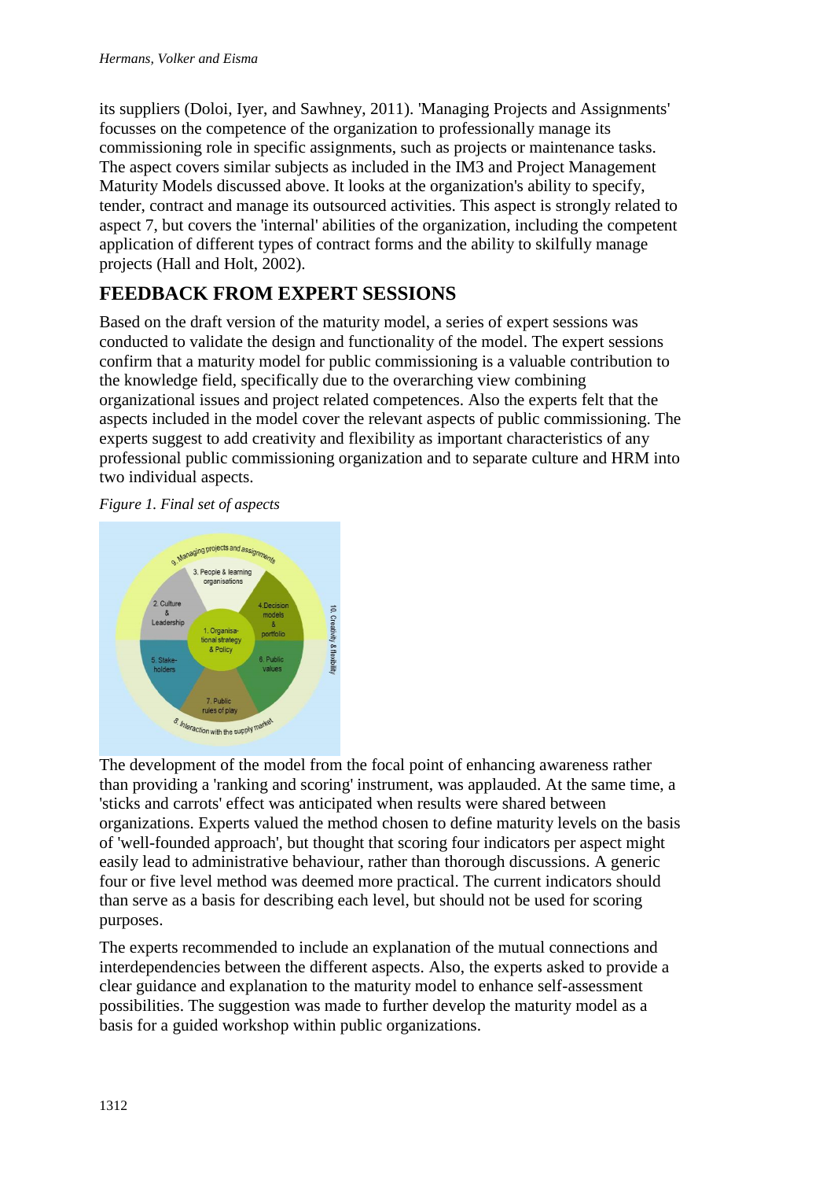its suppliers (Doloi, Iyer, and Sawhney, 2011). 'Managing Projects and Assignments' focusses on the competence of the organization to professionally manage its commissioning role in specific assignments, such as projects or maintenance tasks. The aspect covers similar subjects as included in the IM3 and Project Management Maturity Models discussed above. It looks at the organization's ability to specify, tender, contract and manage its outsourced activities. This aspect is strongly related to aspect 7, but covers the 'internal' abilities of the organization, including the competent application of different types of contract forms and the ability to skilfully manage projects (Hall and Holt, 2002).

## FEEDBACK FROM EXPERT SESSIONS

Based on the draft version of the maturity model, a series of expert sessions was conducted to validate the design and functionality of the model. The expert sessions confirm that a maturity model for public commissioning is a valuable contribution to the knowledge field, specifically due to the overarching view combining organizational issues and project related competences. Also the experts felt that the aspects included in the model cover the relevant aspects of public commissioning. The experts suggest to add creativity and flexibility as important characteristics of any professional public commissioning organization and to separate culture and HRM into two individual aspects.

*Figure 1. Final set of aspects*

The development of the model from the focal point of enhancing awareness rather than providing a 'ranking and scoring' instrument, was applauded. At the same time, a 'sticks and carrots' effect was anticipated when results were shared between organizations. Experts valued the method chosen to define maturity levels on the basis of 'well-founded approach', but thought that scoring four indicators per aspect might easily lead to administrative behaviour, rather than thorough discussions. A generic four or five level method was deemed more practical. The current indicators should than serve as a basis for describing each level, but should not be used for scoring purposes.

The experts recommended to include an explanation of the mutual connections and interdependencies between the different aspects. Also, the experts asked to provide a clear guidance and explanation to the maturity model to enhance self-assessment possibilities. The suggestion was made to further develop the maturity model as a basis for a guided workshop within public organizations.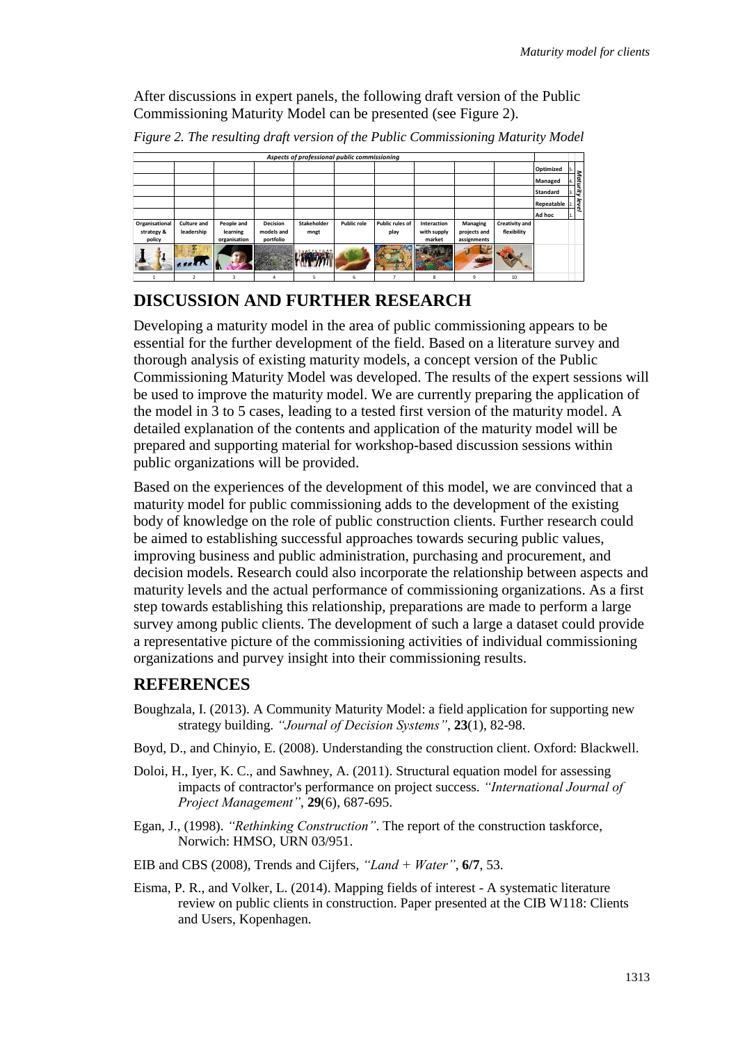After discussions in expert panels, the following draft version of the Public Commissioning Maturity Model can be presented (see Figure 2).

*Figure 2. The resulting draft version of the Public Commissioning Maturity Model*

| *Aspects of professional public commissioning* | | | | | | | | | | | | |
|---|---|---|---|---|---|---|---|---|---|---|---|---|
| | | | | | | | | | | Optimized | 5. | *Maturity level* |
| | | | | | | | | | | Managed | 4. | |
| | | | | | | | | | | Standard | 3. | |
| | | | | | | | | | | Repeatable | 2. | |
| | | | | | | | | | | Ad hoc | 1. | |
| **Organisational strategy & policy** | **Culture and leadership** | **People and learning organisation** | **Decision models and portfolio** | **Stakeholder mngt** | **Public role** | **Public rules of play** | **Interaction with supply market** | **Managing projects and assignments** | **Creativity and flexibility** | | | |
| 1 | 2 | 3 | 4 | 5 | 6 | 7 | 8 | 9 | 10 | | | |

## DISCUSSION AND FURTHER RESEARCH

Developing a maturity model in the area of public commissioning appears to be essential for the further development of the field. Based on a literature survey and thorough analysis of existing maturity models, a concept version of the Public Commissioning Maturity Model was developed. The results of the expert sessions will be used to improve the maturity model. We are currently preparing the application of the model in 3 to 5 cases, leading to a tested first version of the maturity model. A detailed explanation of the contents and application of the maturity model will be prepared and supporting material for workshop-based discussion sessions within public organizations will be provided.

Based on the experiences of the development of this model, we are convinced that a maturity model for public commissioning adds to the development of the existing body of knowledge on the role of public construction clients. Further research could be aimed to establishing successful approaches towards securing public values, improving business and public administration, purchasing and procurement, and decision models. Research could also incorporate the relationship between aspects and maturity levels and the actual performance of commissioning organizations. As a first step towards establishing this relationship, preparations are made to perform a large survey among public clients. The development of such a large a dataset could provide a representative picture of the commissioning activities of individual commissioning organizations and purvey insight into their commissioning results.

## REFERENCES

Boughzala, I. (2013). A Community Maturity Model: a field application for supporting new strategy building. *"Journal of Decision Systems"*, **23**(1), 82-98.

Boyd, D., and Chinyio, E. (2008). Understanding the construction client. Oxford: Blackwell.

Doloi, H., Iyer, K. C., and Sawhney, A. (2011). Structural equation model for assessing impacts of contractor's performance on project success. *"International Journal of Project Management"*, **29**(6), 687-695.

Egan, J., (1998). *"Rethinking Construction"*. The report of the construction taskforce, Norwich: HMSO, URN 03/951.

EIB and CBS (2008), Trends and Cijfers, *"Land + Water"*, **6/7**, 53.

Eisma, P. R., and Volker, L. (2014). Mapping fields of interest - A systematic literature review on public clients in construction. Paper presented at the CIB W118: Clients and Users, Kopenhagen.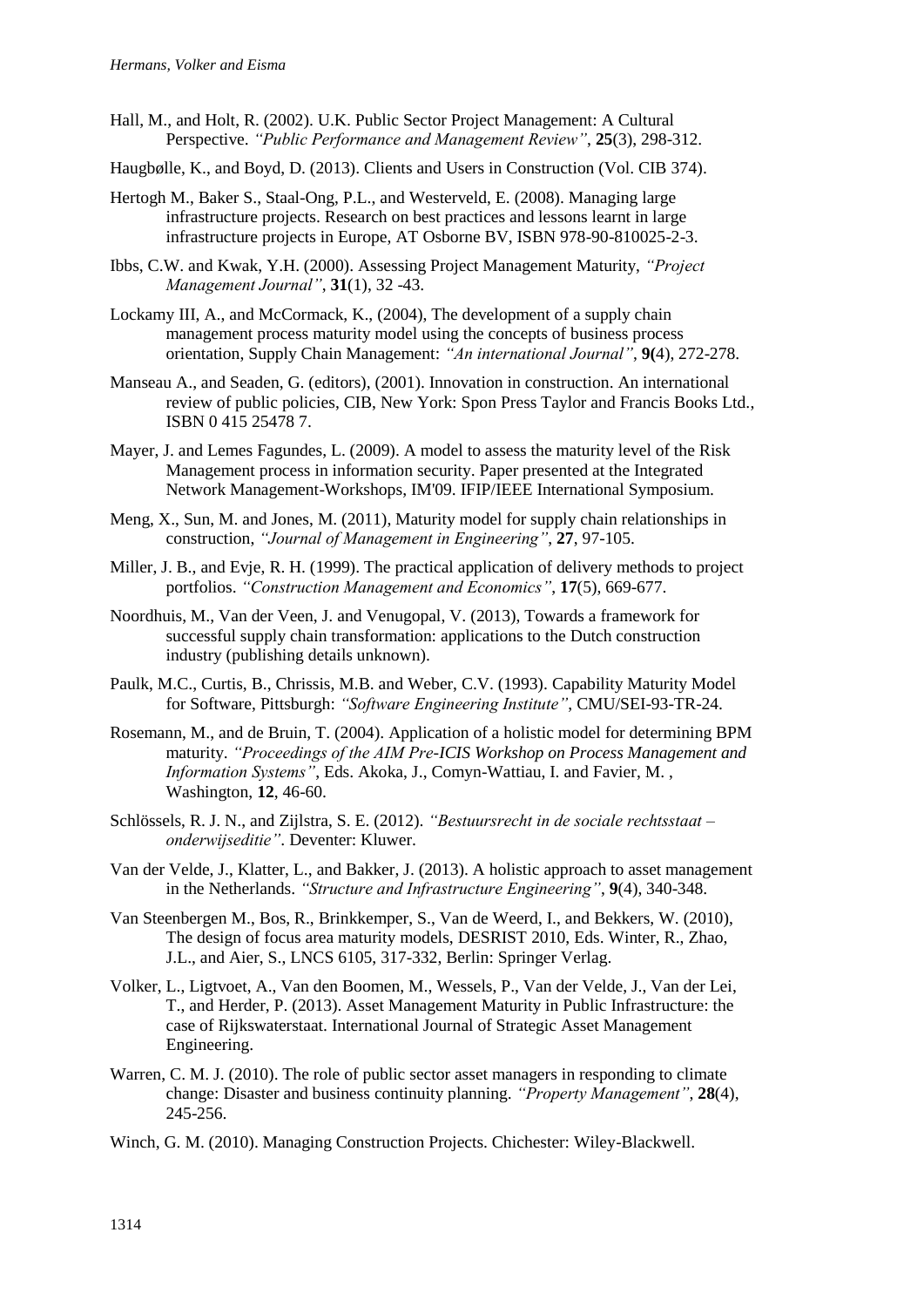Hall, M., and Holt, R. (2002). U.K. Public Sector Project Management: A Cultural Perspective. *"Public Performance and Management Review"*, **25**(3), 298-312.

Haugbølle, K., and Boyd, D. (2013). Clients and Users in Construction (Vol. CIB 374).

Hertogh M., Baker S., Staal-Ong, P.L., and Westerveld, E. (2008). Managing large infrastructure projects. Research on best practices and lessons learnt in large infrastructure projects in Europe, AT Osborne BV, ISBN 978-90-810025-2-3.

Ibbs, C.W. and Kwak, Y.H. (2000). Assessing Project Management Maturity, *"Project Management Journal"*, **31**(1), 32 -43.

Lockamy III, A., and McCormack, K., (2004), The development of a supply chain management process maturity model using the concepts of business process orientation, Supply Chain Management: *"An international Journal"*, **9(**4), 272-278.

Manseau A., and Seaden, G. (editors), (2001). Innovation in construction. An international review of public policies, CIB, New York: Spon Press Taylor and Francis Books Ltd., ISBN 0 415 25478 7.

Mayer, J. and Lemes Fagundes, L. (2009). A model to assess the maturity level of the Risk Management process in information security. Paper presented at the Integrated Network Management-Workshops, IM'09. IFIP/IEEE International Symposium.

Meng, X., Sun, M. and Jones, M. (2011), Maturity model for supply chain relationships in construction, *"Journal of Management in Engineering"*, **27**, 97-105.

Miller, J. B., and Evje, R. H. (1999). The practical application of delivery methods to project portfolios. *"Construction Management and Economics"*, **17**(5), 669-677.

Noordhuis, M., Van der Veen, J. and Venugopal, V. (2013), Towards a framework for successful supply chain transformation: applications to the Dutch construction industry (publishing details unknown).

Paulk, M.C., Curtis, B., Chrissis, M.B. and Weber, C.V. (1993). Capability Maturity Model for Software, Pittsburgh: *"Software Engineering Institute"*, CMU/SEI-93-TR-24.

Rosemann, M., and de Bruin, T. (2004). Application of a holistic model for determining BPM maturity. *"Proceedings of the AIM Pre-ICIS Workshop on Process Management and Information Systems"*, Eds. Akoka, J., Comyn-Wattiau, I. and Favier, M. , Washington, **12**, 46-60.

Schlössels, R. J. N., and Zijlstra, S. E. (2012). *"Bestuursrecht in de sociale rechtsstaat – onderwijseditie"*. Deventer: Kluwer.

Van der Velde, J., Klatter, L., and Bakker, J. (2013). A holistic approach to asset management in the Netherlands. *"Structure and Infrastructure Engineering"*, **9**(4), 340-348.

Van Steenbergen M., Bos, R., Brinkkemper, S., Van de Weerd, I., and Bekkers, W. (2010), The design of focus area maturity models, DESRIST 2010, Eds. Winter, R., Zhao, J.L., and Aier, S., LNCS 6105, 317-332, Berlin: Springer Verlag.

Volker, L., Ligtvoet, A., Van den Boomen, M., Wessels, P., Van der Velde, J., Van der Lei, T., and Herder, P. (2013). Asset Management Maturity in Public Infrastructure: the case of Rijkswaterstaat. International Journal of Strategic Asset Management Engineering.

Warren, C. M. J. (2010). The role of public sector asset managers in responding to climate change: Disaster and business continuity planning. *"Property Management"*, **28**(4), 245-256.

Winch, G. M. (2010). Managing Construction Projects. Chichester: Wiley-Blackwell.